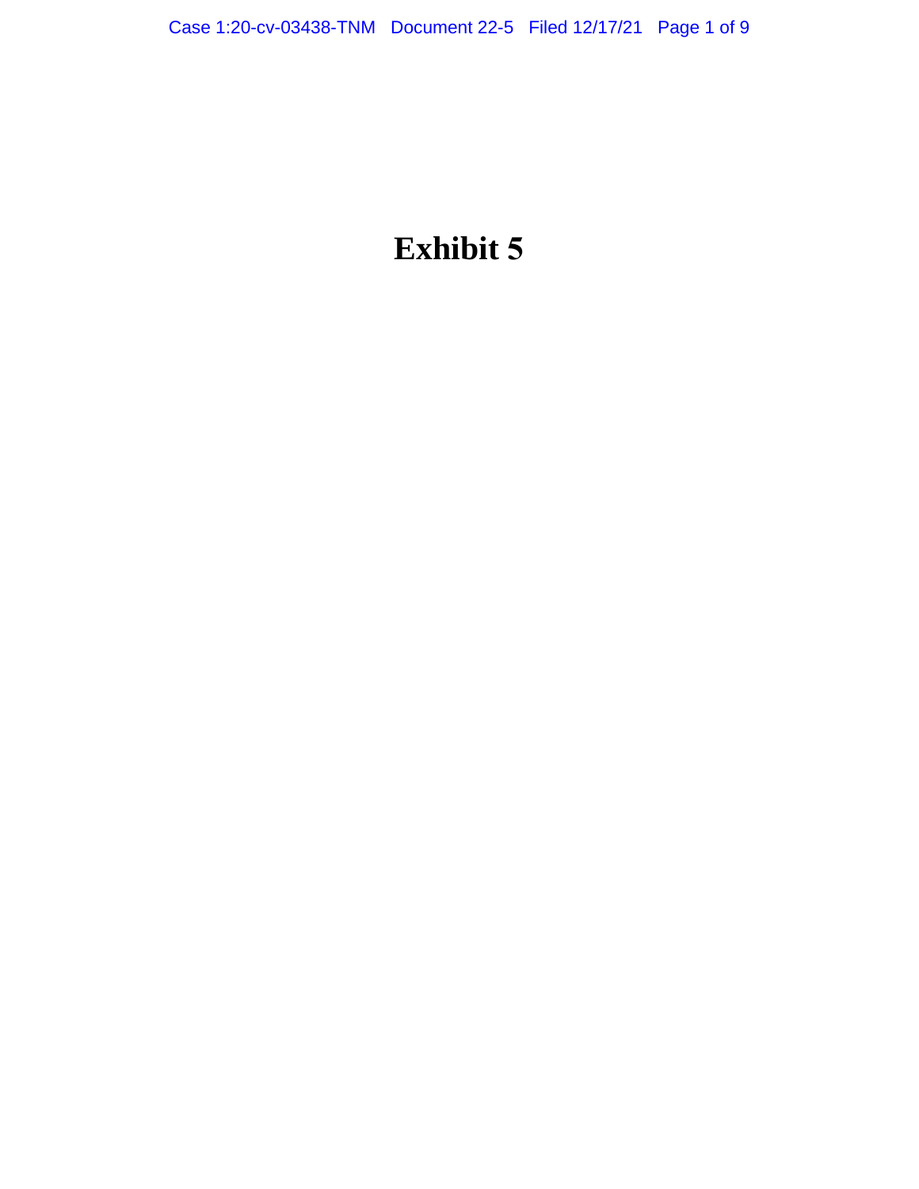# Exhibit 5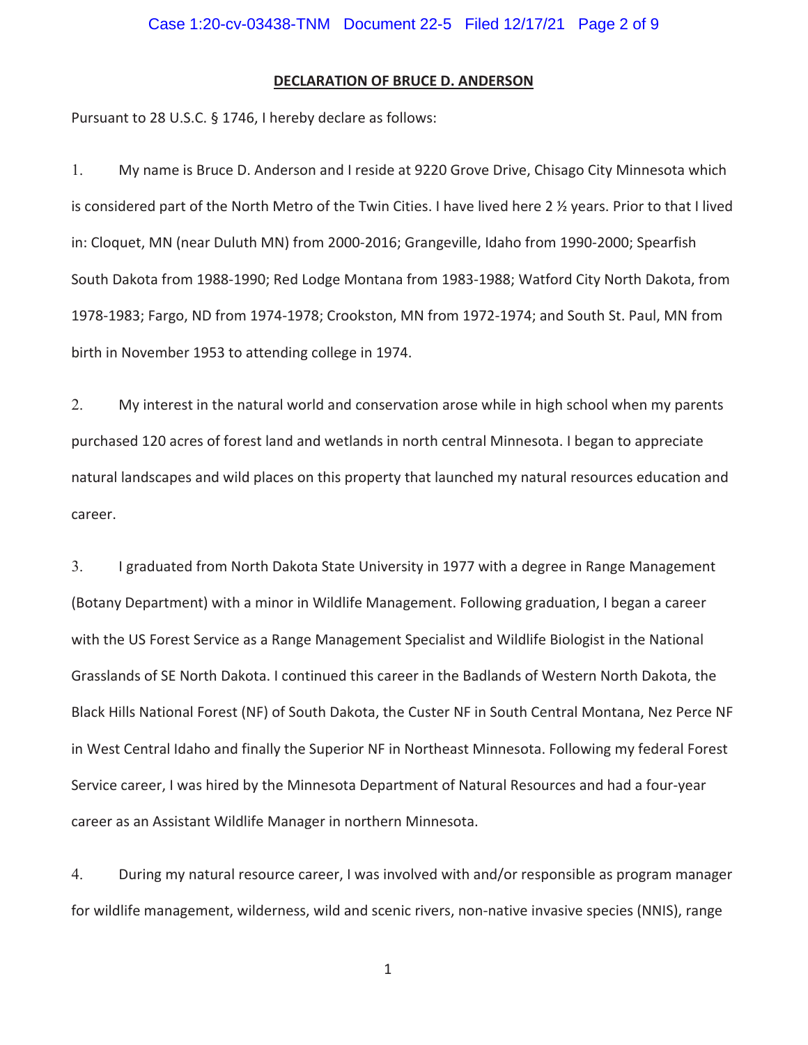**DECLARATION OF BRUCE D. ANDERSON**

Pursuant to 28 U.S.C. § 1746, I hereby declare as follows:

1. My name is Bruce D. Anderson and I reside at 9220 Grove Drive, Chisago City Minnesota which is considered part of the North Metro of the Twin Cities. I have lived here 2 ½ years. Prior to that I lived in: Cloquet, MN (near Duluth MN) from 2000-2016; Grangeville, Idaho from 1990-2000; Spearfish South Dakota from 1988-1990; Red Lodge Montana from 1983-1988; Watford City North Dakota, from 1978-1983; Fargo, ND from 1974-1978; Crookston, MN from 1972-1974; and South St. Paul, MN from birth in November 1953 to attending college in 1974.

2. My interest in the natural world and conservation arose while in high school when my parents purchased 120 acres of forest land and wetlands in north central Minnesota. I began to appreciate natural landscapes and wild places on this property that launched my natural resources education and career.

3. I graduated from North Dakota State University in 1977 with a degree in Range Management (Botany Department) with a minor in Wildlife Management. Following graduation, I began a career with the US Forest Service as a Range Management Specialist and Wildlife Biologist in the National Grasslands of SE North Dakota. I continued this career in the Badlands of Western North Dakota, the Black Hills National Forest (NF) of South Dakota, the Custer NF in South Central Montana, Nez Perce NF in West Central Idaho and finally the Superior NF in Northeast Minnesota. Following my federal Forest Service career, I was hired by the Minnesota Department of Natural Resources and had a four-year career as an Assistant Wildlife Manager in northern Minnesota.

4. During my natural resource career, I was involved with and/or responsible as program manager for wildlife management, wilderness, wild and scenic rivers, non-native invasive species (NNIS), range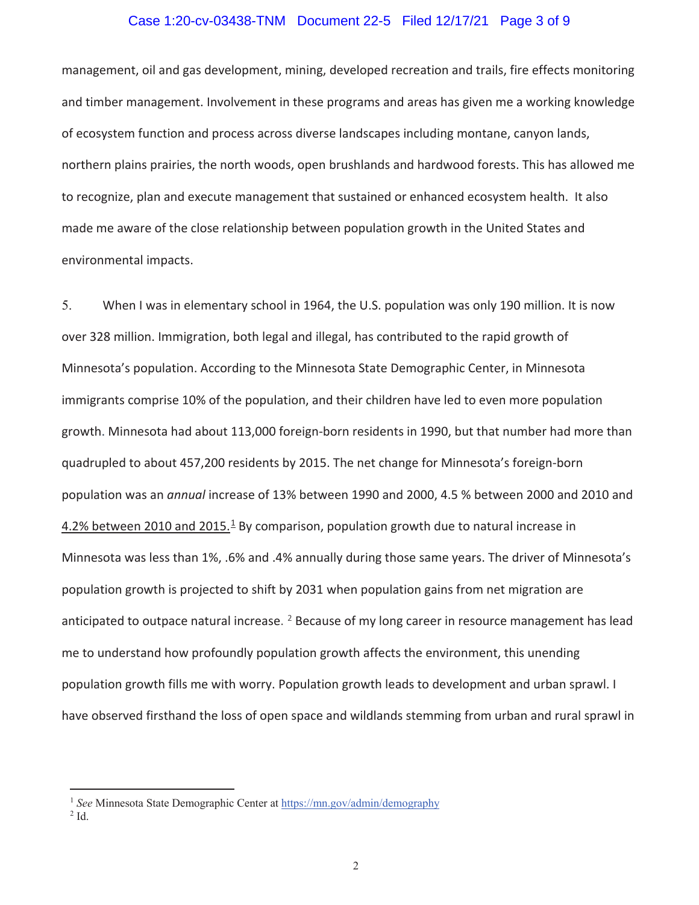management, oil and gas development, mining, developed recreation and trails, fire effects monitoring and timber management. Involvement in these programs and areas has given me a working knowledge of ecosystem function and process across diverse landscapes including montane, canyon lands, northern plains prairies, the north woods, open brushlands and hardwood forests. This has allowed me to recognize, plan and execute management that sustained or enhanced ecosystem health. It also made me aware of the close relationship between population growth in the United States and environmental impacts.

5. When I was in elementary school in 1964, the U.S. population was only 190 million. It is now over 328 million. Immigration, both legal and illegal, has contributed to the rapid growth of Minnesota's population. According to the Minnesota State Demographic Center, in Minnesota immigrants comprise 10% of the population, and their children have led to even more population growth. Minnesota had about 113,000 foreign-born residents in 1990, but that number had more than quadrupled to about 457,200 residents by 2015. The net change for Minnesota's foreign-born population was an *annual* increase of 13% between 1990 and 2000, 4.5 % between 2000 and 2010 and 4.2% between 2010 and 2015.[1] By comparison, population growth due to natural increase in Minnesota was less than 1%, .6% and .4% annually during those same years. The driver of Minnesota's population growth is projected to shift by 2031 when population gains from net migration are anticipated to outpace natural increase. [2] Because of my long career in resource management has lead me to understand how profoundly population growth affects the environment, this unending population growth fills me with worry. Population growth leads to development and urban sprawl. I have observed firsthand the loss of open space and wildlands stemming from urban and rural sprawl in

---

[1] *See* Minnesota State Demographic Center at https://mn.gov/admin/demography

[2] Id.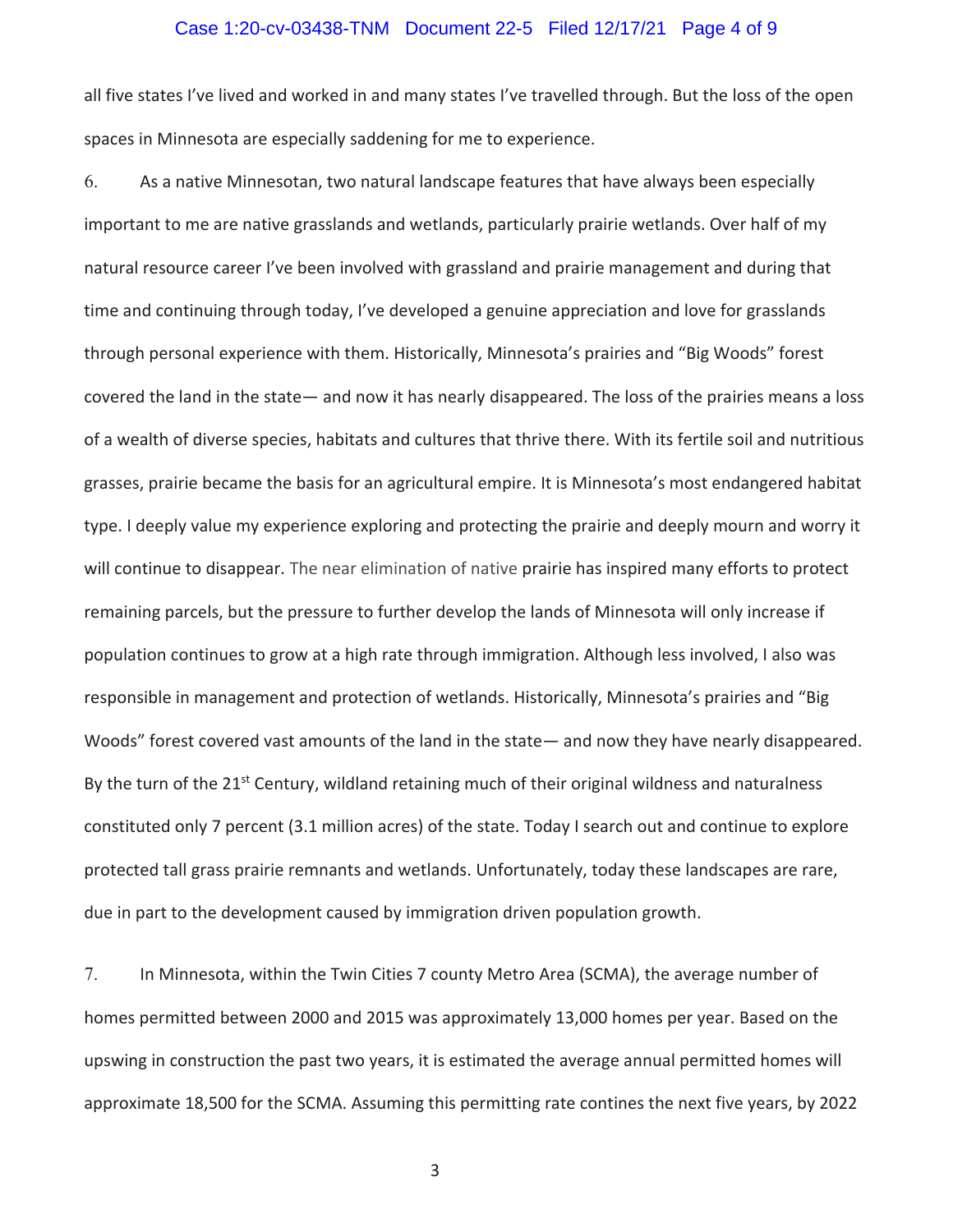all five states I've lived and worked in and many states I've travelled through. But the loss of the open spaces in Minnesota are especially saddening for me to experience.

6. As a native Minnesotan, two natural landscape features that have always been especially important to me are native grasslands and wetlands, particularly prairie wetlands. Over half of my natural resource career I've been involved with grassland and prairie management and during that time and continuing through today, I've developed a genuine appreciation and love for grasslands through personal experience with them. Historically, Minnesota's prairies and "Big Woods" forest covered the land in the state— and now it has nearly disappeared. The loss of the prairies means a loss of a wealth of diverse species, habitats and cultures that thrive there. With its fertile soil and nutritious grasses, prairie became the basis for an agricultural empire. It is Minnesota's most endangered habitat type. I deeply value my experience exploring and protecting the prairie and deeply mourn and worry it will continue to disappear. The near elimination of native prairie has inspired many efforts to protect remaining parcels, but the pressure to further develop the lands of Minnesota will only increase if population continues to grow at a high rate through immigration. Although less involved, I also was responsible in management and protection of wetlands. Historically, Minnesota's prairies and "Big Woods" forest covered vast amounts of the land in the state— and now they have nearly disappeared. By the turn of the 21st Century, wildland retaining much of their original wildness and naturalness constituted only 7 percent (3.1 million acres) of the state. Today I search out and continue to explore protected tall grass prairie remnants and wetlands. Unfortunately, today these landscapes are rare, due in part to the development caused by immigration driven population growth.

7. In Minnesota, within the Twin Cities 7 county Metro Area (SCMA), the average number of homes permitted between 2000 and 2015 was approximately 13,000 homes per year. Based on the upswing in construction the past two years, it is estimated the average annual permitted homes will approximate 18,500 for the SCMA. Assuming this permitting rate contines the next five years, by 2022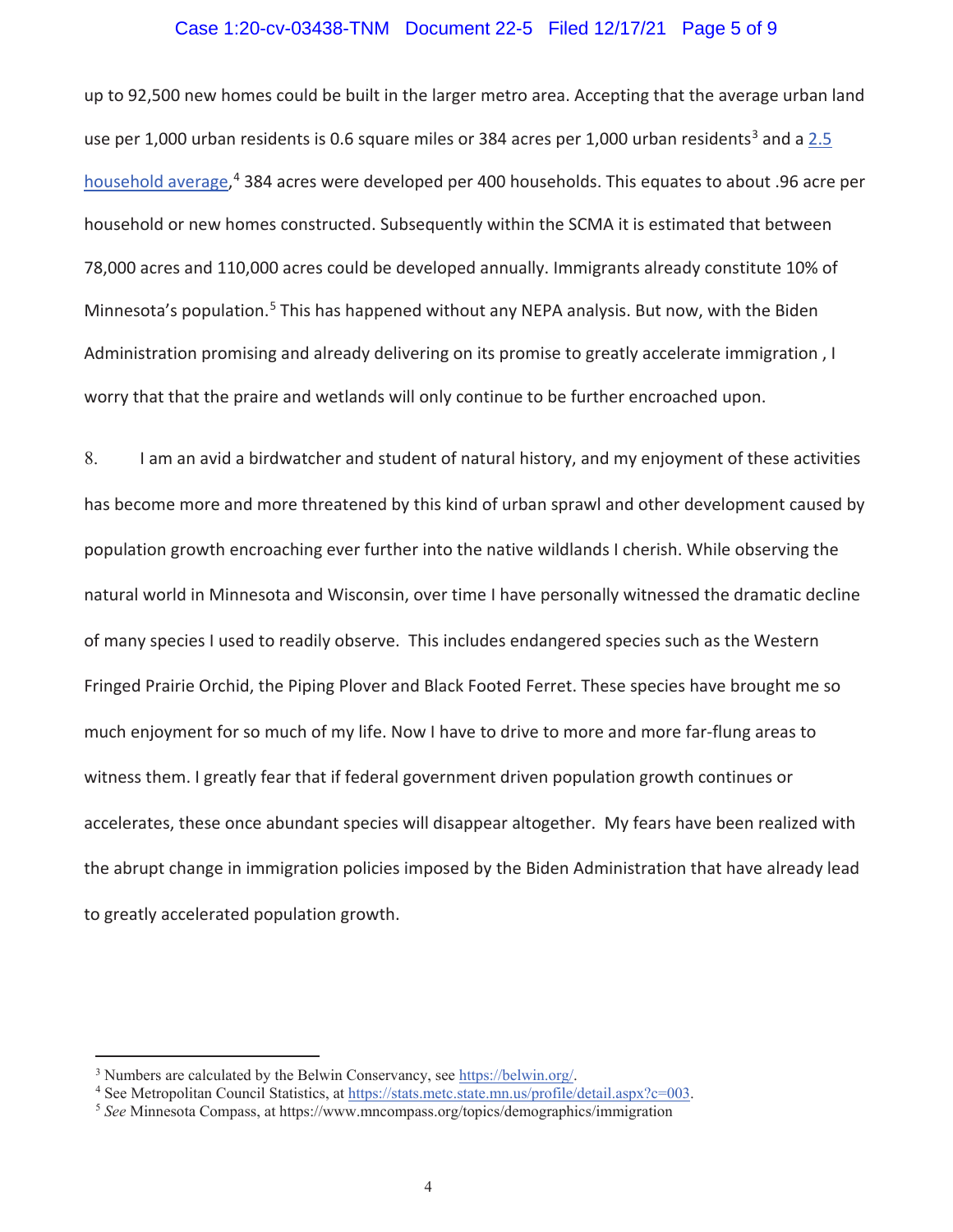up to 92,500 new homes could be built in the larger metro area. Accepting that the average urban land use per 1,000 urban residents is 0.6 square miles or 384 acres per 1,000 urban residents[3] and a 2.5 household average,[4] 384 acres were developed per 400 households. This equates to about .96 acre per household or new homes constructed. Subsequently within the SCMA it is estimated that between 78,000 acres and 110,000 acres could be developed annually. Immigrants already constitute 10% of Minnesota's population.[5] This has happened without any NEPA analysis. But now, with the Biden Administration promising and already delivering on its promise to greatly accelerate immigration , I worry that that the praire and wetlands will only continue to be further encroached upon.

8. I am an avid a birdwatcher and student of natural history, and my enjoyment of these activities has become more and more threatened by this kind of urban sprawl and other development caused by population growth encroaching ever further into the native wildlands I cherish. While observing the natural world in Minnesota and Wisconsin, over time I have personally witnessed the dramatic decline of many species I used to readily observe. This includes endangered species such as the Western Fringed Prairie Orchid, the Piping Plover and Black Footed Ferret. These species have brought me so much enjoyment for so much of my life. Now I have to drive to more and more far-flung areas to witness them. I greatly fear that if federal government driven population growth continues or accelerates, these once abundant species will disappear altogether. My fears have been realized with the abrupt change in immigration policies imposed by the Biden Administration that have already lead to greatly accelerated population growth.

---

[3] Numbers are calculated by the Belwin Conservancy, see https://belwin.org/.

[4] See Metropolitan Council Statistics, at https://stats.metc.state.mn.us/profile/detail.aspx?c=003.

[5] *See* Minnesota Compass, at https://www.mncompass.org/topics/demographics/immigration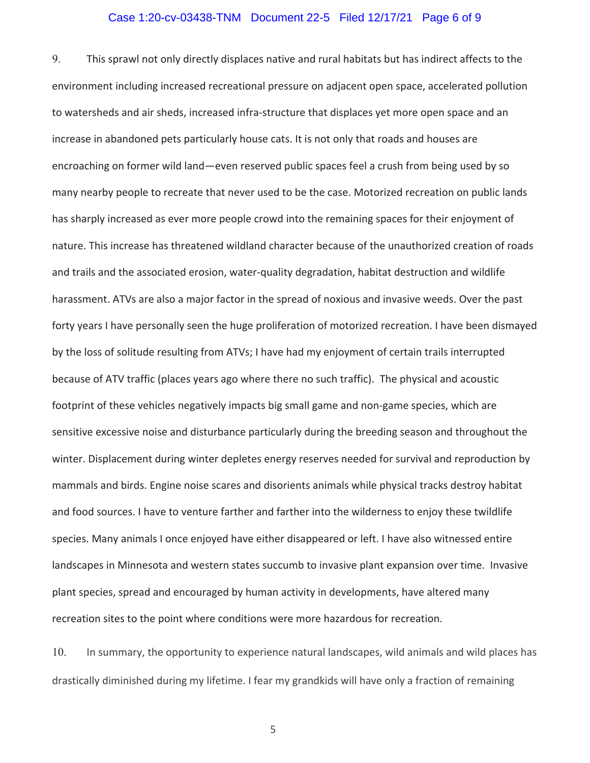9. This sprawl not only directly displaces native and rural habitats but has indirect affects to the environment including increased recreational pressure on adjacent open space, accelerated pollution to watersheds and air sheds, increased infra-structure that displaces yet more open space and an increase in abandoned pets particularly house cats. It is not only that roads and houses are encroaching on former wild land—even reserved public spaces feel a crush from being used by so many nearby people to recreate that never used to be the case. Motorized recreation on public lands has sharply increased as ever more people crowd into the remaining spaces for their enjoyment of nature. This increase has threatened wildland character because of the unauthorized creation of roads and trails and the associated erosion, water-quality degradation, habitat destruction and wildlife harassment. ATVs are also a major factor in the spread of noxious and invasive weeds. Over the past forty years I have personally seen the huge proliferation of motorized recreation. I have been dismayed by the loss of solitude resulting from ATVs; I have had my enjoyment of certain trails interrupted because of ATV traffic (places years ago where there no such traffic). The physical and acoustic footprint of these vehicles negatively impacts big small game and non-game species, which are sensitive excessive noise and disturbance particularly during the breeding season and throughout the winter. Displacement during winter depletes energy reserves needed for survival and reproduction by mammals and birds. Engine noise scares and disorients animals while physical tracks destroy habitat and food sources. I have to venture farther and farther into the wilderness to enjoy these twildlife species. Many animals I once enjoyed have either disappeared or left. I have also witnessed entire landscapes in Minnesota and western states succumb to invasive plant expansion over time. Invasive plant species, spread and encouraged by human activity in developments, have altered many recreation sites to the point where conditions were more hazardous for recreation.

10. In summary, the opportunity to experience natural landscapes, wild animals and wild places has drastically diminished during my lifetime. I fear my grandkids will have only a fraction of remaining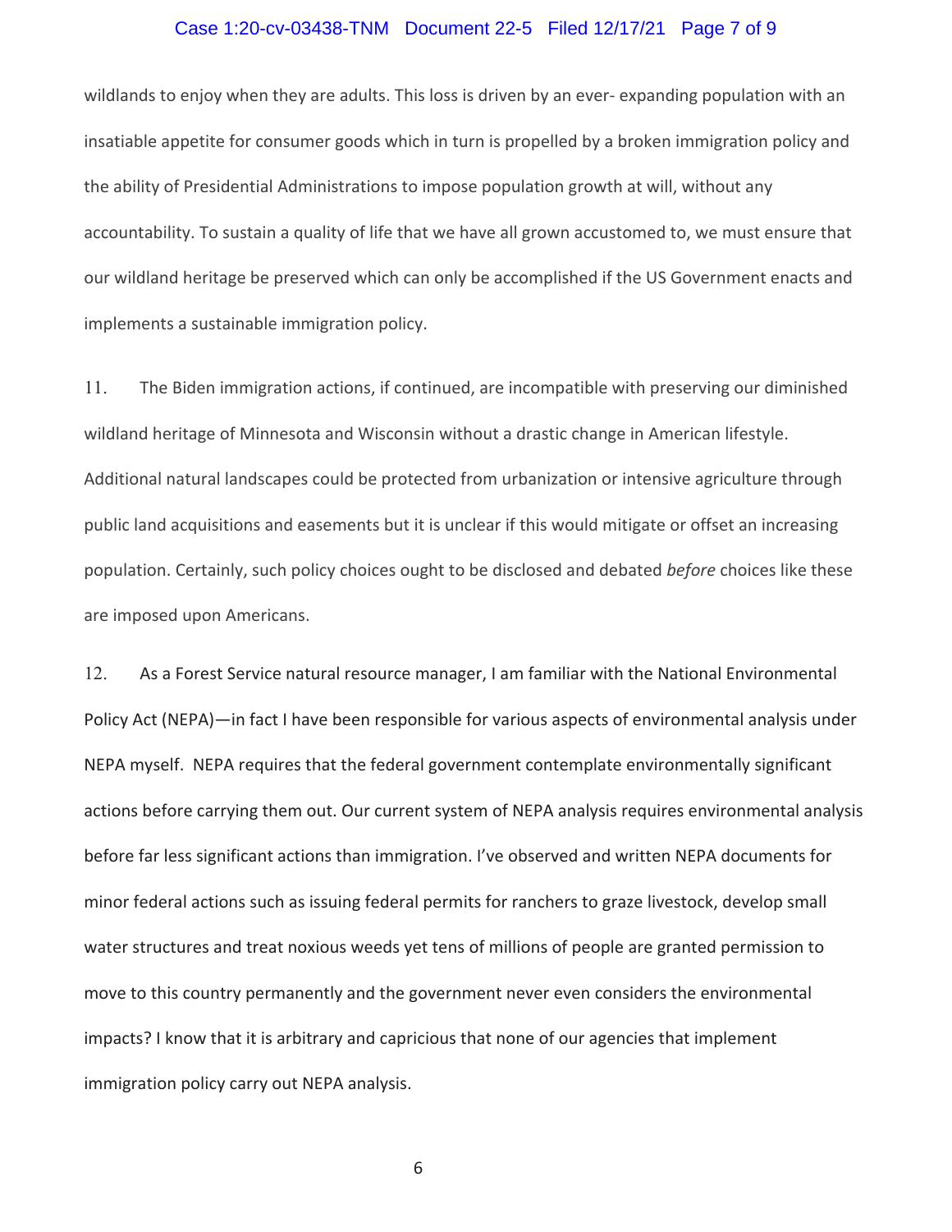wildlands to enjoy when they are adults. This loss is driven by an ever- expanding population with an insatiable appetite for consumer goods which in turn is propelled by a broken immigration policy and the ability of Presidential Administrations to impose population growth at will, without any accountability. To sustain a quality of life that we have all grown accustomed to, we must ensure that our wildland heritage be preserved which can only be accomplished if the US Government enacts and implements a sustainable immigration policy.

11. The Biden immigration actions, if continued, are incompatible with preserving our diminished wildland heritage of Minnesota and Wisconsin without a drastic change in American lifestyle. Additional natural landscapes could be protected from urbanization or intensive agriculture through public land acquisitions and easements but it is unclear if this would mitigate or offset an increasing population. Certainly, such policy choices ought to be disclosed and debated *before* choices like these are imposed upon Americans.

12. As a Forest Service natural resource manager, I am familiar with the National Environmental Policy Act (NEPA)—in fact I have been responsible for various aspects of environmental analysis under NEPA myself. NEPA requires that the federal government contemplate environmentally significant actions before carrying them out. Our current system of NEPA analysis requires environmental analysis before far less significant actions than immigration. I've observed and written NEPA documents for minor federal actions such as issuing federal permits for ranchers to graze livestock, develop small water structures and treat noxious weeds yet tens of millions of people are granted permission to move to this country permanently and the government never even considers the environmental impacts? I know that it is arbitrary and capricious that none of our agencies that implement immigration policy carry out NEPA analysis.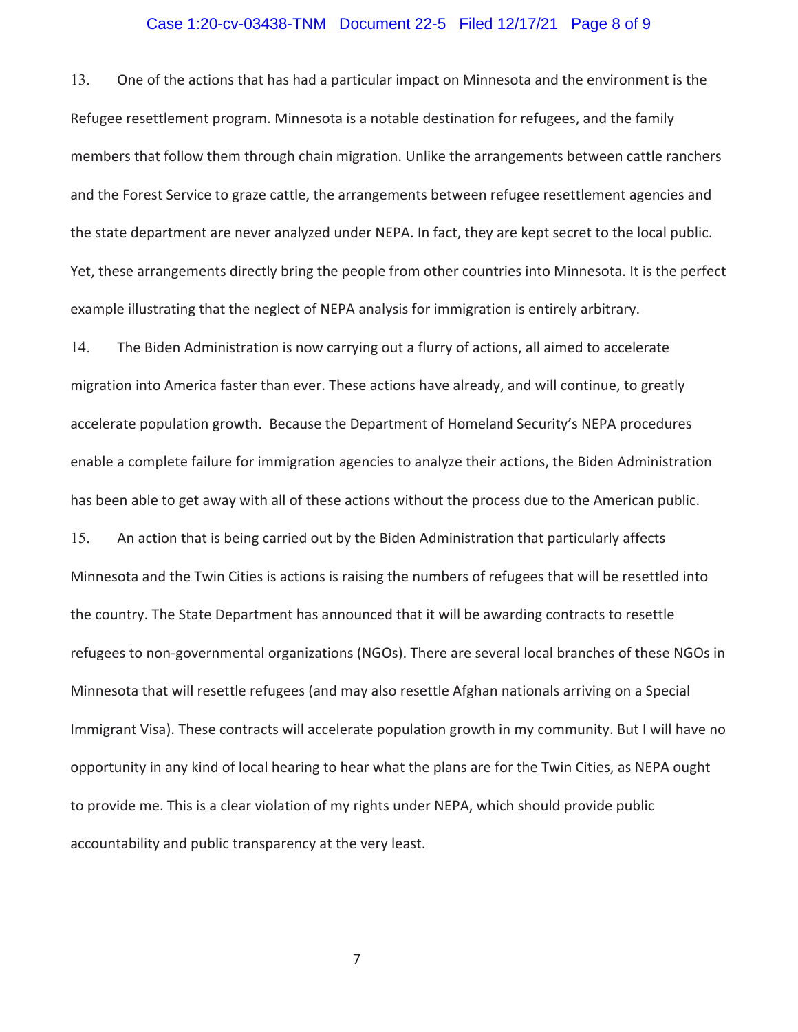13. One of the actions that has had a particular impact on Minnesota and the environment is the Refugee resettlement program. Minnesota is a notable destination for refugees, and the family members that follow them through chain migration. Unlike the arrangements between cattle ranchers and the Forest Service to graze cattle, the arrangements between refugee resettlement agencies and the state department are never analyzed under NEPA. In fact, they are kept secret to the local public. Yet, these arrangements directly bring the people from other countries into Minnesota. It is the perfect example illustrating that the neglect of NEPA analysis for immigration is entirely arbitrary.

14. The Biden Administration is now carrying out a flurry of actions, all aimed to accelerate migration into America faster than ever. These actions have already, and will continue, to greatly accelerate population growth.  Because the Department of Homeland Security's NEPA procedures enable a complete failure for immigration agencies to analyze their actions, the Biden Administration has been able to get away with all of these actions without the process due to the American public.

15. An action that is being carried out by the Biden Administration that particularly affects Minnesota and the Twin Cities is actions is raising the numbers of refugees that will be resettled into the country. The State Department has announced that it will be awarding contracts to resettle refugees to non-governmental organizations (NGOs). There are several local branches of these NGOs in Minnesota that will resettle refugees (and may also resettle Afghan nationals arriving on a Special Immigrant Visa). These contracts will accelerate population growth in my community. But I will have no opportunity in any kind of local hearing to hear what the plans are for the Twin Cities, as NEPA ought to provide me. This is a clear violation of my rights under NEPA, which should provide public accountability and public transparency at the very least.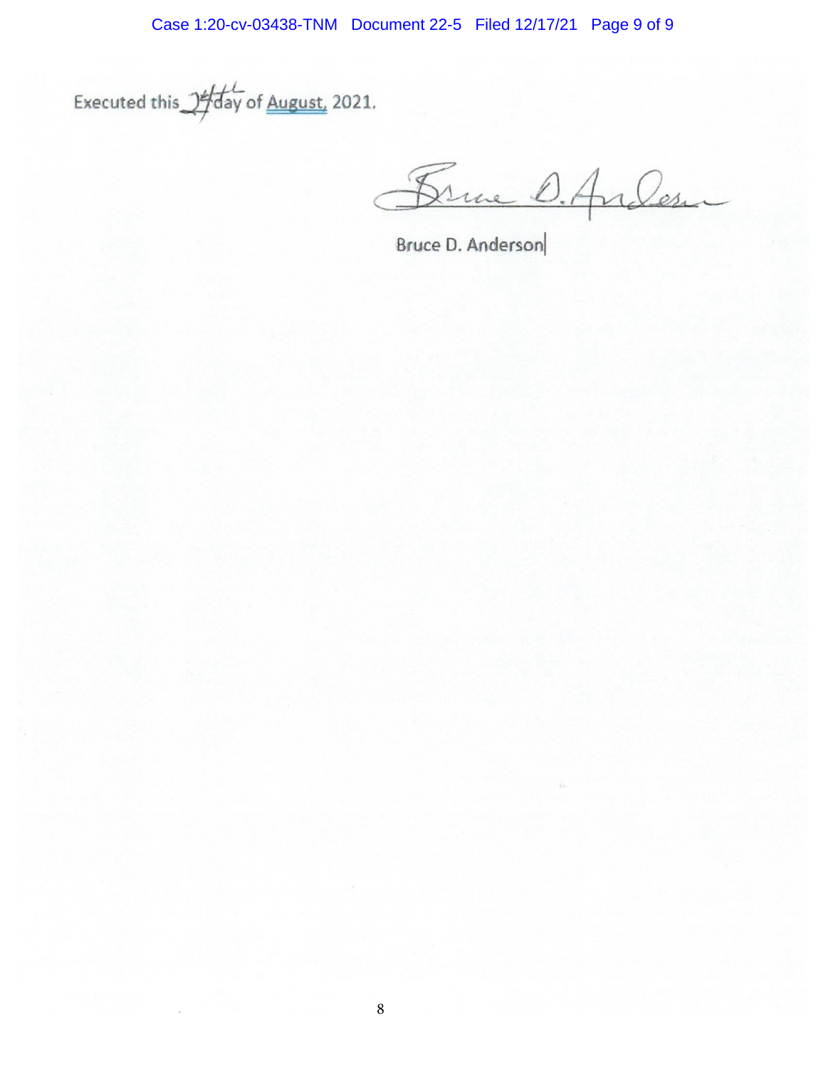Executed this 24th day of August, 2021.

Bruce D. Anderson

Bruce D. Anderson